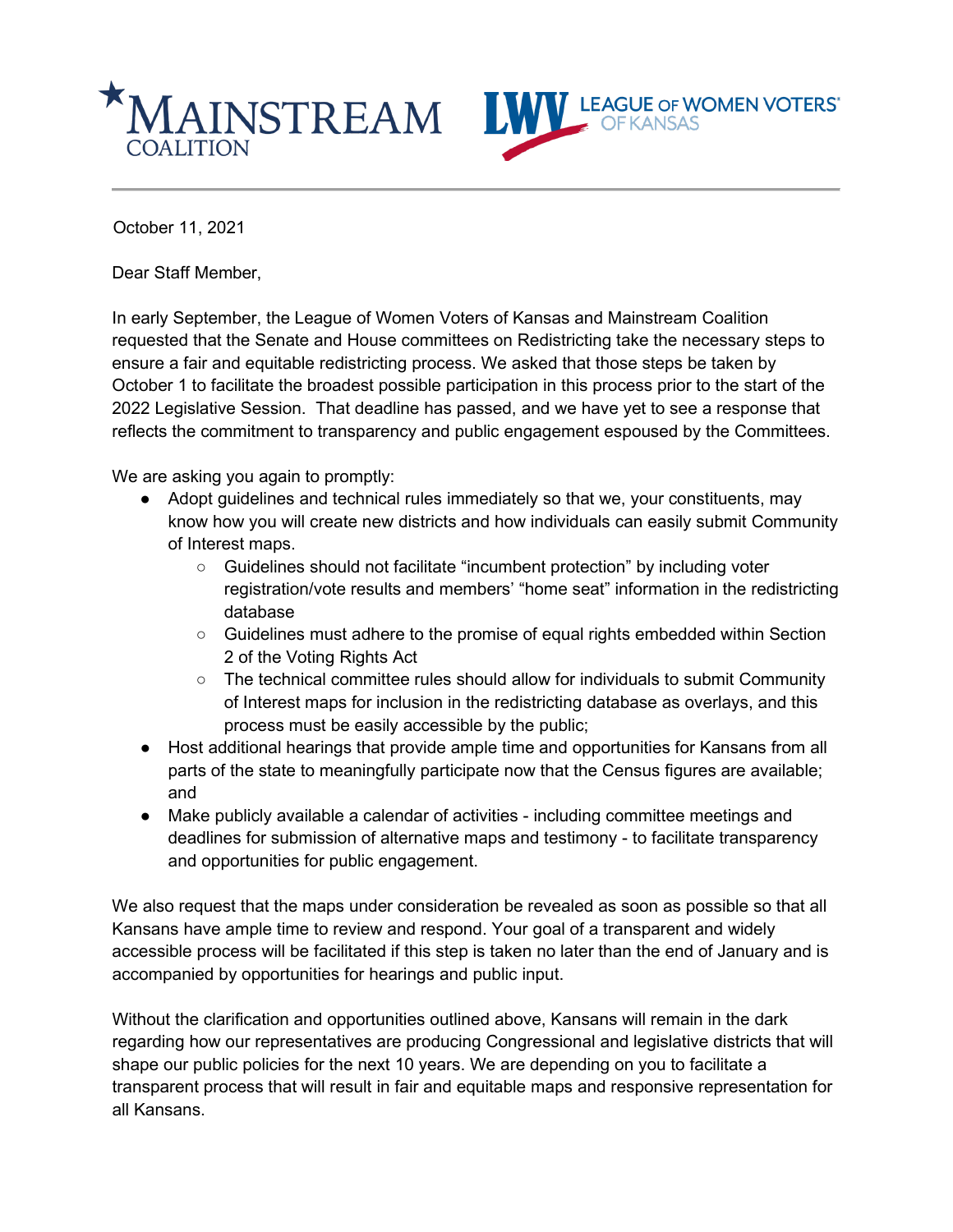MAINSTREAM COALITION

LWV LEAGUE OF WOMEN VOTERS® OF KANSAS

October 11, 2021

Dear Staff Member,

In early September, the League of Women Voters of Kansas and Mainstream Coalition requested that the Senate and House committees on Redistricting take the necessary steps to ensure a fair and equitable redistricting process. We asked that those steps be taken by October 1 to facilitate the broadest possible participation in this process prior to the start of the 2022 Legislative Session. That deadline has passed, and we have yet to see a response that reflects the commitment to transparency and public engagement espoused by the Committees.

We are asking you again to promptly:

- Adopt guidelines and technical rules immediately so that we, your constituents, may know how you will create new districts and how individuals can easily submit Community of Interest maps.
  - Guidelines should not facilitate "incumbent protection" by including voter registration/vote results and members' "home seat" information in the redistricting database
  - Guidelines must adhere to the promise of equal rights embedded within Section 2 of the Voting Rights Act
  - The technical committee rules should allow for individuals to submit Community of Interest maps for inclusion in the redistricting database as overlays, and this process must be easily accessible by the public;
- Host additional hearings that provide ample time and opportunities for Kansans from all parts of the state to meaningfully participate now that the Census figures are available; and
- Make publicly available a calendar of activities - including committee meetings and deadlines for submission of alternative maps and testimony - to facilitate transparency and opportunities for public engagement.

We also request that the maps under consideration be revealed as soon as possible so that all Kansans have ample time to review and respond. Your goal of a transparent and widely accessible process will be facilitated if this step is taken no later than the end of January and is accompanied by opportunities for hearings and public input.

Without the clarification and opportunities outlined above, Kansans will remain in the dark regarding how our representatives are producing Congressional and legislative districts that will shape our public policies for the next 10 years. We are depending on you to facilitate a transparent process that will result in fair and equitable maps and responsive representation for all Kansans.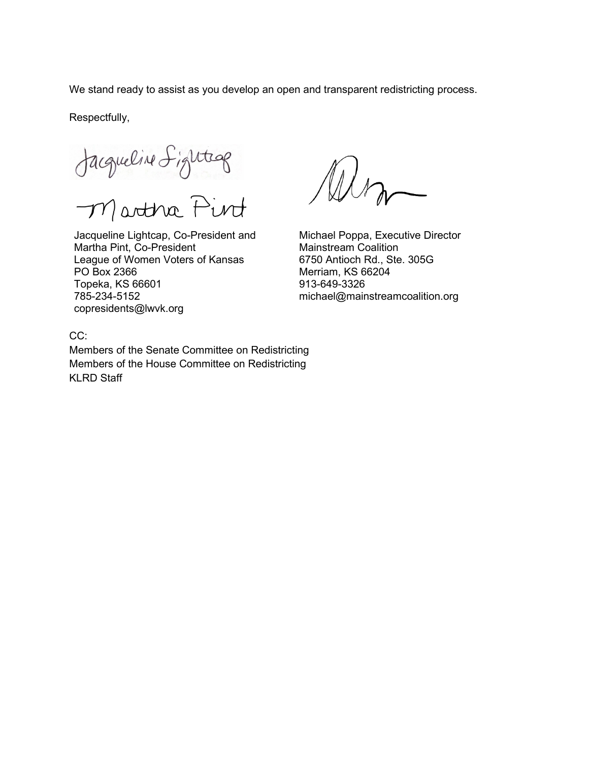We stand ready to assist as you develop an open and transparent redistricting process.

Respectfully,

Jacqueline Lightcap, Co-President and
Martha Pint, Co-President
League of Women Voters of Kansas
PO Box 2366
Topeka, KS 66601
785-234-5152
copresidents@lwvk.org

Michael Poppa, Executive Director
Mainstream Coalition
6750 Antioch Rd., Ste. 305G
Merriam, KS 66204
913-649-3326
michael@mainstreamcoalition.org

CC:
Members of the Senate Committee on Redistricting
Members of the House Committee on Redistricting
KLRD Staff